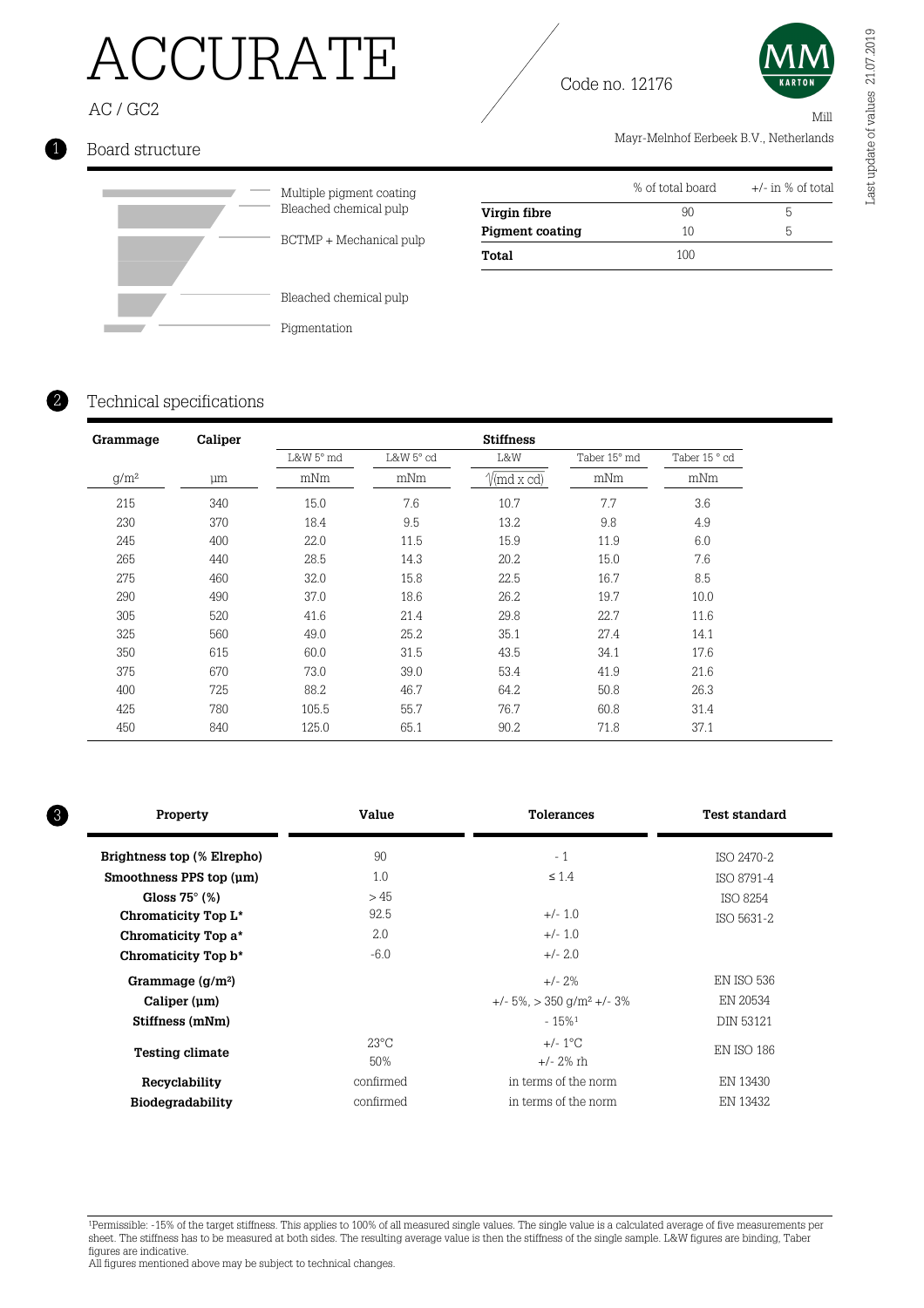# ACCURATE

AC / GC2

Code no. 12176

Mill

Mayr-Melnhof Eerbeek B.V., Netherlands

Last update of values 21.07.2019

## 1 Board structure

- Multiple pigment coating
- Bleached chemical pulp
- BCTMP + Mechanical pulp
- Bleached chemical pulp
- Pigmentation

| | % of total board | +/- in % of total |
|---|---|---|
| **Virgin fibre** | 90 | 5 |
| **Pigment coating** | 10 | 5 |
| **Total** | 100 | |

## 2 Technical specifications

| **Grammage** | **Caliper** | **Stiffness** | | | | |
|---|---|---|---|---|---|---|
| | | L&W 5° md | L&W 5° cd | L&W | Taber 15° md | Taber 15 ° cd |
| g/m² | µm | mNm | mNm | $\sqrt{(md \times cd)}$ | mNm | mNm |
| 215 | 340 | 15.0 | 7.6 | 10.7 | 7.7 | 3.6 |
| 230 | 370 | 18.4 | 9.5 | 13.2 | 9.8 | 4.9 |
| 245 | 400 | 22.0 | 11.5 | 15.9 | 11.9 | 6.0 |
| 265 | 440 | 28.5 | 14.3 | 20.2 | 15.0 | 7.6 |
| 275 | 460 | 32.0 | 15.8 | 22.5 | 16.7 | 8.5 |
| 290 | 490 | 37.0 | 18.6 | 26.2 | 19.7 | 10.0 |
| 305 | 520 | 41.6 | 21.4 | 29.8 | 22.7 | 11.6 |
| 325 | 560 | 49.0 | 25.2 | 35.1 | 27.4 | 14.1 |
| 350 | 615 | 60.0 | 31.5 | 43.5 | 34.1 | 17.6 |
| 375 | 670 | 73.0 | 39.0 | 53.4 | 41.9 | 21.6 |
| 400 | 725 | 88.2 | 46.7 | 64.2 | 50.8 | 26.3 |
| 425 | 780 | 105.5 | 55.7 | 76.7 | 60.8 | 31.4 |
| 450 | 840 | 125.0 | 65.1 | 90.2 | 71.8 | 37.1 |

## 3

| **Property** | **Value** | **Tolerances** | **Test standard** |
|---|---|---|---|
| **Brightness top (% Elrepho)** | 90 | - 1 | ISO 2470-2 |
| **Smoothness PPS top (µm)** | 1.0 | ≤ 1.4 | ISO 8791-4 |
| **Gloss 75° (%)** | > 45 | | ISO 8254 |
| **Chromaticity Top L*** | 92.5 | +/- 1.0 | ISO 5631-2 |
| **Chromaticity Top a*** | 2.0 | +/- 1.0 | |
| **Chromaticity Top b*** | -6.0 | +/- 2.0 | |
| **Grammage (g/m²)** | | +/- 2% | EN ISO 536 |
| **Caliper (µm)** | | +/- 5%, > 350 g/m² +/- 3% | EN 20534 |
| **Stiffness (mNm)** | | - 15%[1] | DIN 53121 |
| **Testing climate** | 23°C<br>50% | +/- 1°C<br>+/- 2% rh | EN ISO 186 |
| **Recyclability** | confirmed | in terms of the norm | EN 13430 |
| **Biodegradability** | confirmed | in terms of the norm | EN 13432 |

[1]Permissible: -15% of the target stiffness. This applies to 100% of all measured single values. The single value is a calculated average of five measurements per sheet. The stiffness has to be measured at both sides. The resulting average value is then the stiffness of the single sample. L&W figures are binding, Taber figures are indicative.

All figures mentioned above may be subject to technical changes.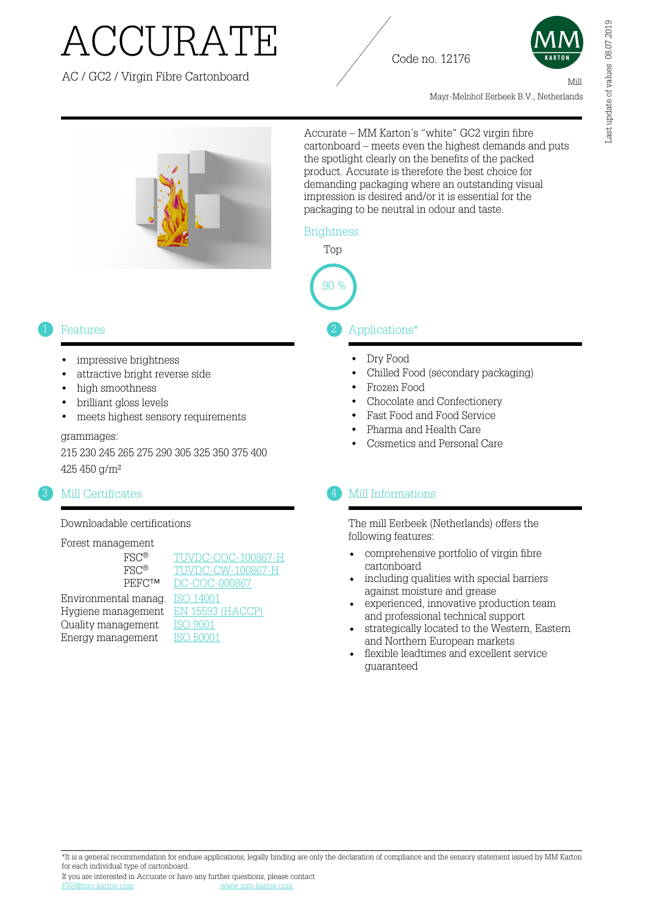# ACCURATE

AC / GC2 / Virgin Fibre Cartonboard

Code no. 12176

Mill

Mayr-Melnhof Eerbeek B.V., Netherlands

Last update of values 08.07.2019

Accurate – MM Karton´s "white" GC2 virgin fibre cartonboard – meets even the highest demands and puts the spotlight clearly on the benefits of the packed product. Accurate is therefore the best choice for demanding packaging where an outstanding visual impression is desired and/or it is essential for the packaging to be neutral in odour and taste.

Brightness

Top

90 %

## 1 Features

- impressive brightness
- attractive bright reverse side
- high smoothness
- brilliant gloss levels
- meets highest sensory requirements

grammages:

215 230 245 265 275 290 305 325 350 375 400 425 450 g/m²

## 2 Applications*

- Dry Food
- Chilled Food (secondary packaging)
- Frozen Food
- Chocolate and Confectionery
- Fast Food and Food Service
- Pharma and Health Care
- Cosmetics and Personal Care

## 3 Mill Certificates

Downloadable certifications

| | | |
|---|---|---|
| Forest management | FSC® | TUVDC-COC-100867-H |
| | FSC® | TUVDC-CW-100867-H |
| | PEFC™ | DC-COC-000867 |
| Environmental manag. | | ISO 14001 |
| Hygiene management | | EN 15593 (HACCP) |
| Quality management | | ISO 9001 |
| Energy management | | ISO 50001 |

## 4 Mill Informations

The mill Eerbeek (Netherlands) offers the following features:

- comprehensive portfolio of virgin fibre cartonboard
- including qualities with special barriers against moisture and grease
- experienced, innovative production team and professional technical support
- strategically located to the Western, Eastern and Northern European markets
- flexible leadtimes and excellent service guaranteed

*It is a general recommendation for enduse applications; legally binding are only the declaration of compliance and the sensory statement issued by MM Karton for each individual type of cartonboard.

If you are interested in Accurate or have any further questions, please contact

EBB@mm-karton.com www.mm-karton.com